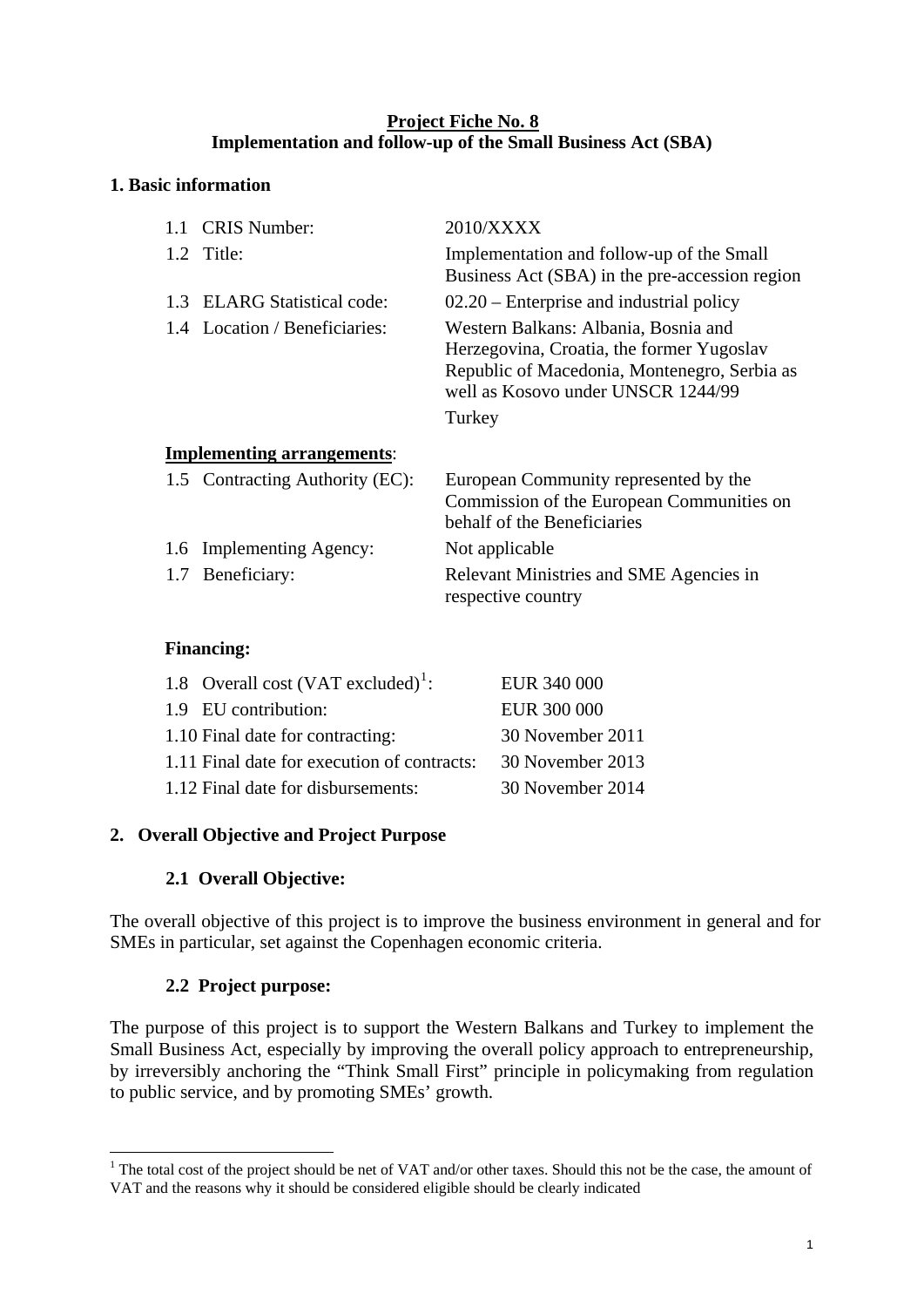**Project Fiche No. 8**
**Implementation and follow-up of the Small Business Act (SBA)**

## 1. Basic information

| | |
|---|---|
| 1.1 CRIS Number: | 2010/XXXX |
| 1.2 Title: | Implementation and follow-up of the Small Business Act (SBA) in the pre-accession region |
| 1.3 ELARG Statistical code: | 02.20 – Enterprise and industrial policy |
| 1.4 Location / Beneficiaries: | Western Balkans: Albania, Bosnia and Herzegovina, Croatia, the former Yugoslav Republic of Macedonia, Montenegro, Serbia as well as Kosovo under UNSCR 1244/99<br>Turkey |

**Implementing arrangements**:

| | |
|---|---|
| 1.5 Contracting Authority (EC): | European Community represented by the Commission of the European Communities on behalf of the Beneficiaries |
| 1.6 Implementing Agency: | Not applicable |
| 1.7 Beneficiary: | Relevant Ministries and SME Agencies in respective country |

**Financing:**

| | |
|---|---|
| 1.8 Overall cost (VAT excluded)[1]: | EUR 340 000 |
| 1.9 EU contribution: | EUR 300 000 |
| 1.10 Final date for contracting: | 30 November 2011 |
| 1.11 Final date for execution of contracts: | 30 November 2013 |
| 1.12 Final date for disbursements: | 30 November 2014 |

## 2. Overall Objective and Project Purpose

### 2.1 Overall Objective:

The overall objective of this project is to improve the business environment in general and for SMEs in particular, set against the Copenhagen economic criteria.

### 2.2 Project purpose:

The purpose of this project is to support the Western Balkans and Turkey to implement the Small Business Act, especially by improving the overall policy approach to entrepreneurship, by irreversibly anchoring the "Think Small First" principle in policymaking from regulation to public service, and by promoting SMEs' growth.

[1] The total cost of the project should be net of VAT and/or other taxes. Should this not be the case, the amount of VAT and the reasons why it should be considered eligible should be clearly indicated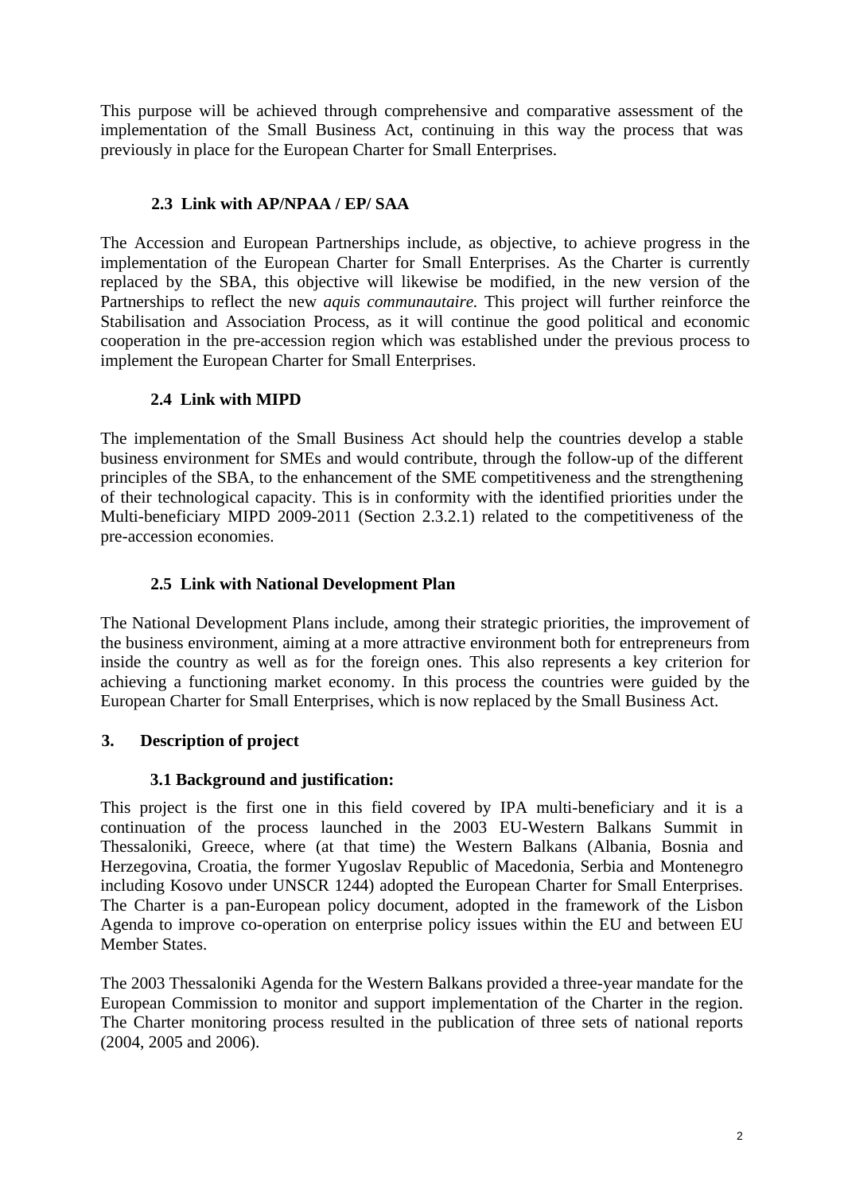This purpose will be achieved through comprehensive and comparative assessment of the implementation of the Small Business Act, continuing in this way the process that was previously in place for the European Charter for Small Enterprises.

### 2.3 Link with AP/NPAA / EP/ SAA

The Accession and European Partnerships include, as objective, to achieve progress in the implementation of the European Charter for Small Enterprises. As the Charter is currently replaced by the SBA, this objective will likewise be modified, in the new version of the Partnerships to reflect the new *aquis communautaire.* This project will further reinforce the Stabilisation and Association Process, as it will continue the good political and economic cooperation in the pre-accession region which was established under the previous process to implement the European Charter for Small Enterprises.

### 2.4 Link with MIPD

The implementation of the Small Business Act should help the countries develop a stable business environment for SMEs and would contribute, through the follow-up of the different principles of the SBA, to the enhancement of the SME competitiveness and the strengthening of their technological capacity. This is in conformity with the identified priorities under the Multi-beneficiary MIPD 2009-2011 (Section 2.3.2.1) related to the competitiveness of the pre-accession economies.

### 2.5 Link with National Development Plan

The National Development Plans include, among their strategic priorities, the improvement of the business environment, aiming at a more attractive environment both for entrepreneurs from inside the country as well as for the foreign ones. This also represents a key criterion for achieving a functioning market economy. In this process the countries were guided by the European Charter for Small Enterprises, which is now replaced by the Small Business Act.

## 3. Description of project

### 3.1 Background and justification:

This project is the first one in this field covered by IPA multi-beneficiary and it is a continuation of the process launched in the 2003 EU-Western Balkans Summit in Thessaloniki, Greece, where (at that time) the Western Balkans (Albania, Bosnia and Herzegovina, Croatia, the former Yugoslav Republic of Macedonia, Serbia and Montenegro including Kosovo under UNSCR 1244) adopted the European Charter for Small Enterprises. The Charter is a pan-European policy document, adopted in the framework of the Lisbon Agenda to improve co-operation on enterprise policy issues within the EU and between EU Member States.

The 2003 Thessaloniki Agenda for the Western Balkans provided a three-year mandate for the European Commission to monitor and support implementation of the Charter in the region. The Charter monitoring process resulted in the publication of three sets of national reports (2004, 2005 and 2006).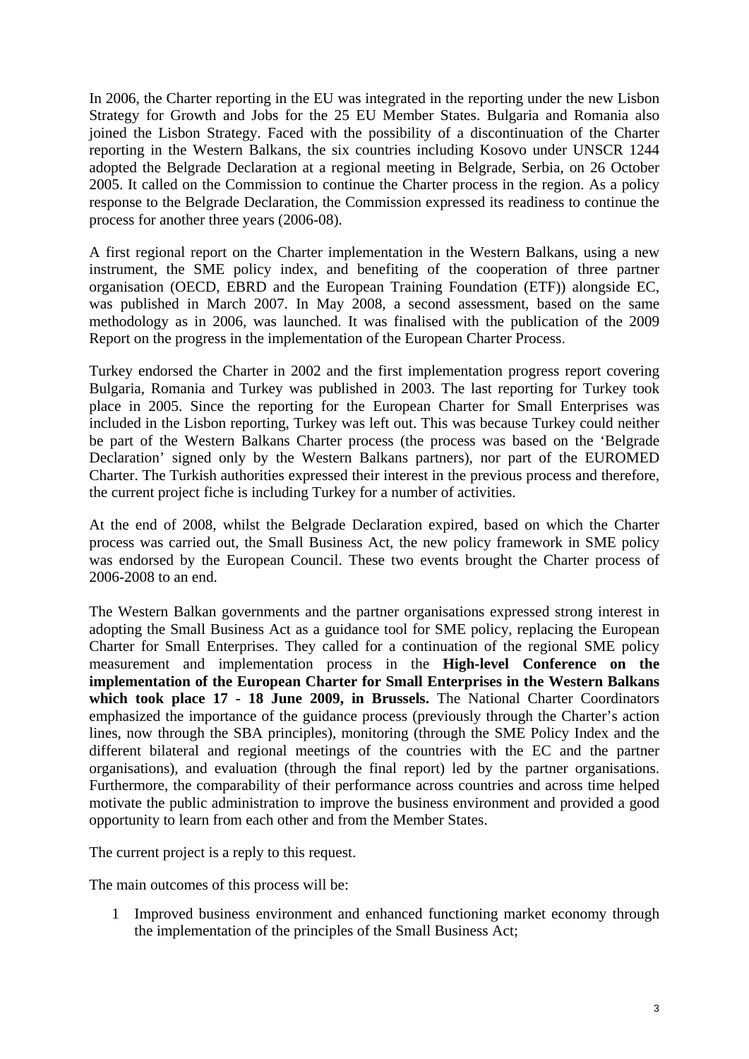In 2006, the Charter reporting in the EU was integrated in the reporting under the new Lisbon Strategy for Growth and Jobs for the 25 EU Member States. Bulgaria and Romania also joined the Lisbon Strategy. Faced with the possibility of a discontinuation of the Charter reporting in the Western Balkans, the six countries including Kosovo under UNSCR 1244 adopted the Belgrade Declaration at a regional meeting in Belgrade, Serbia, on 26 October 2005. It called on the Commission to continue the Charter process in the region. As a policy response to the Belgrade Declaration, the Commission expressed its readiness to continue the process for another three years (2006-08).

A first regional report on the Charter implementation in the Western Balkans, using a new instrument, the SME policy index, and benefiting of the cooperation of three partner organisation (OECD, EBRD and the European Training Foundation (ETF)) alongside EC, was published in March 2007. In May 2008, a second assessment, based on the same methodology as in 2006, was launched. It was finalised with the publication of the 2009 Report on the progress in the implementation of the European Charter Process.

Turkey endorsed the Charter in 2002 and the first implementation progress report covering Bulgaria, Romania and Turkey was published in 2003. The last reporting for Turkey took place in 2005. Since the reporting for the European Charter for Small Enterprises was included in the Lisbon reporting, Turkey was left out. This was because Turkey could neither be part of the Western Balkans Charter process (the process was based on the 'Belgrade Declaration' signed only by the Western Balkans partners), nor part of the EUROMED Charter. The Turkish authorities expressed their interest in the previous process and therefore, the current project fiche is including Turkey for a number of activities.

At the end of 2008, whilst the Belgrade Declaration expired, based on which the Charter process was carried out, the Small Business Act, the new policy framework in SME policy was endorsed by the European Council. These two events brought the Charter process of 2006-2008 to an end.

The Western Balkan governments and the partner organisations expressed strong interest in adopting the Small Business Act as a guidance tool for SME policy, replacing the European Charter for Small Enterprises. They called for a continuation of the regional SME policy measurement and implementation process in the **High-level Conference on the implementation of the European Charter for Small Enterprises in the Western Balkans which took place 17 - 18 June 2009, in Brussels.** The National Charter Coordinators emphasized the importance of the guidance process (previously through the Charter's action lines, now through the SBA principles), monitoring (through the SME Policy Index and the different bilateral and regional meetings of the countries with the EC and the partner organisations), and evaluation (through the final report) led by the partner organisations. Furthermore, the comparability of their performance across countries and across time helped motivate the public administration to improve the business environment and provided a good opportunity to learn from each other and from the Member States.

The current project is a reply to this request.

The main outcomes of this process will be:

1 Improved business environment and enhanced functioning market economy through the implementation of the principles of the Small Business Act;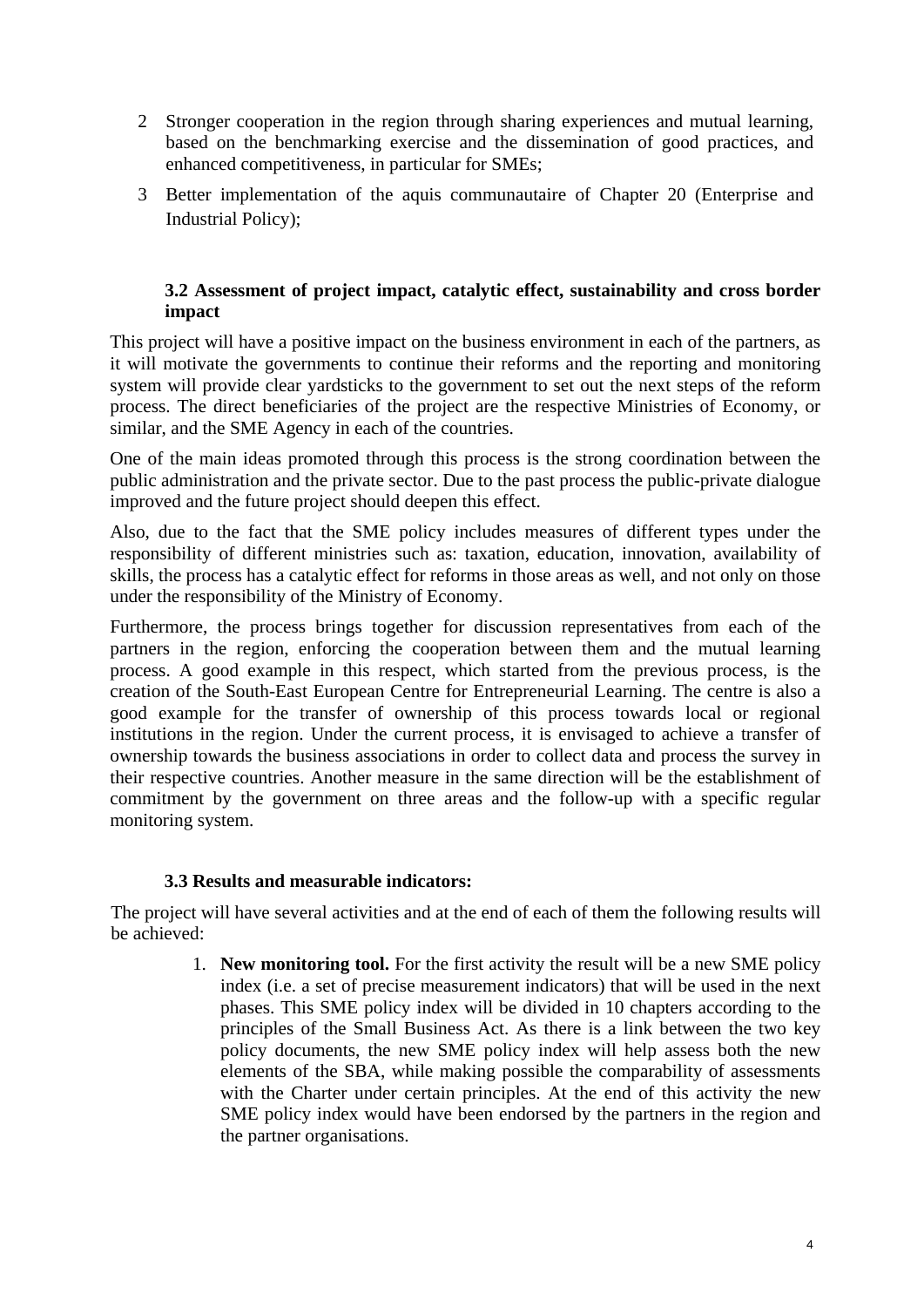2. Stronger cooperation in the region through sharing experiences and mutual learning, based on the benchmarking exercise and the dissemination of good practices, and enhanced competitiveness, in particular for SMEs;
3. Better implementation of the aquis communautaire of Chapter 20 (Enterprise and Industrial Policy);

### 3.2 Assessment of project impact, catalytic effect, sustainability and cross border impact

This project will have a positive impact on the business environment in each of the partners, as it will motivate the governments to continue their reforms and the reporting and monitoring system will provide clear yardsticks to the government to set out the next steps of the reform process. The direct beneficiaries of the project are the respective Ministries of Economy, or similar, and the SME Agency in each of the countries.

One of the main ideas promoted through this process is the strong coordination between the public administration and the private sector. Due to the past process the public-private dialogue improved and the future project should deepen this effect.

Also, due to the fact that the SME policy includes measures of different types under the responsibility of different ministries such as: taxation, education, innovation, availability of skills, the process has a catalytic effect for reforms in those areas as well, and not only on those under the responsibility of the Ministry of Economy.

Furthermore, the process brings together for discussion representatives from each of the partners in the region, enforcing the cooperation between them and the mutual learning process. A good example in this respect, which started from the previous process, is the creation of the South-East European Centre for Entrepreneurial Learning. The centre is also a good example for the transfer of ownership of this process towards local or regional institutions in the region. Under the current process, it is envisaged to achieve a transfer of ownership towards the business associations in order to collect data and process the survey in their respective countries. Another measure in the same direction will be the establishment of commitment by the government on three areas and the follow-up with a specific regular monitoring system.

### 3.3 Results and measurable indicators:

The project will have several activities and at the end of each of them the following results will be achieved:

1. **New monitoring tool.** For the first activity the result will be a new SME policy index (i.e. a set of precise measurement indicators) that will be used in the next phases. This SME policy index will be divided in 10 chapters according to the principles of the Small Business Act. As there is a link between the two key policy documents, the new SME policy index will help assess both the new elements of the SBA, while making possible the comparability of assessments with the Charter under certain principles. At the end of this activity the new SME policy index would have been endorsed by the partners in the region and the partner organisations.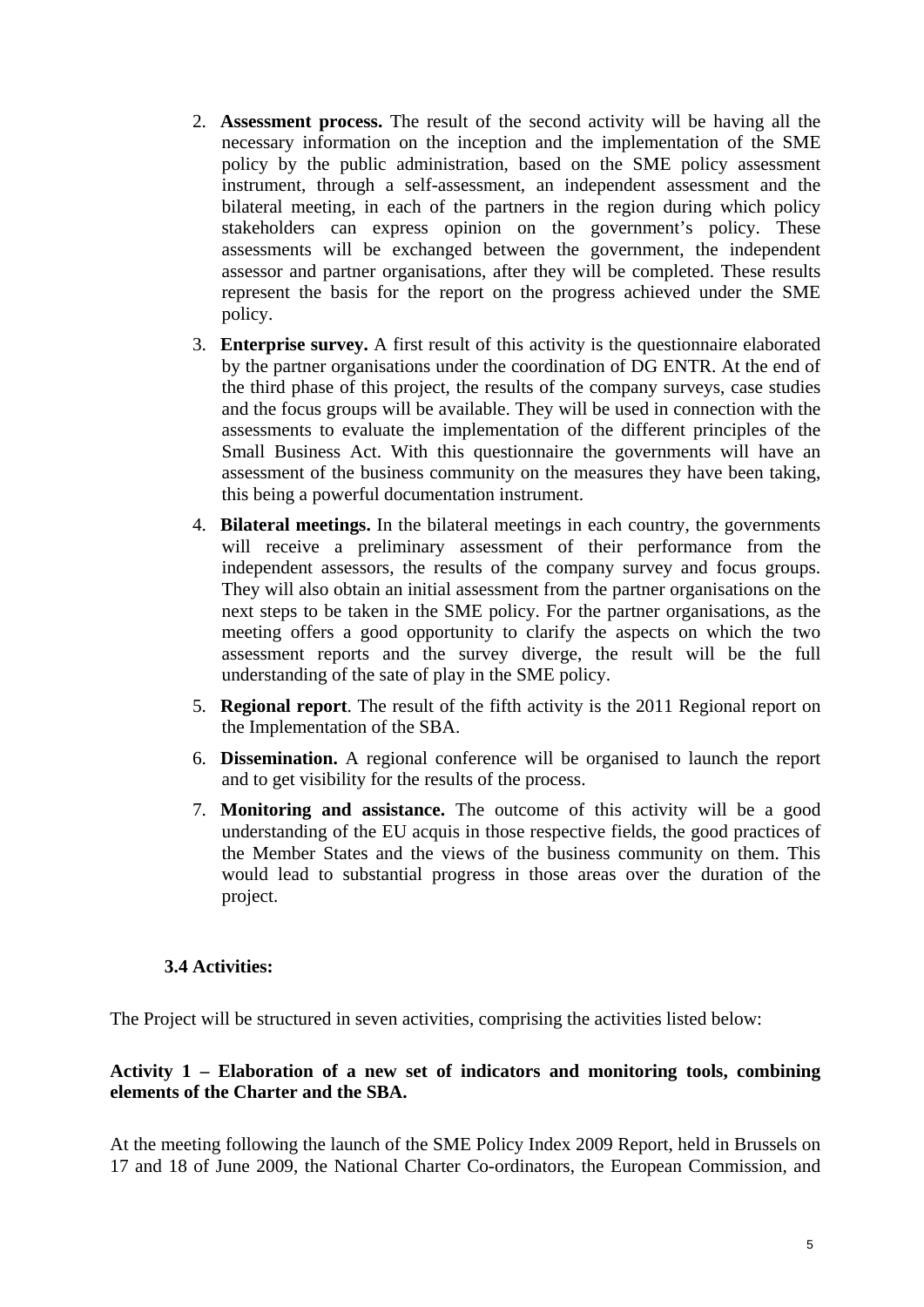2. **Assessment process.** The result of the second activity will be having all the necessary information on the inception and the implementation of the SME policy by the public administration, based on the SME policy assessment instrument, through a self-assessment, an independent assessment and the bilateral meeting, in each of the partners in the region during which policy stakeholders can express opinion on the government's policy. These assessments will be exchanged between the government, the independent assessor and partner organisations, after they will be completed. These results represent the basis for the report on the progress achieved under the SME policy.
3. **Enterprise survey.** A first result of this activity is the questionnaire elaborated by the partner organisations under the coordination of DG ENTR. At the end of the third phase of this project, the results of the company surveys, case studies and the focus groups will be available. They will be used in connection with the assessments to evaluate the implementation of the different principles of the Small Business Act. With this questionnaire the governments will have an assessment of the business community on the measures they have been taking, this being a powerful documentation instrument.
4. **Bilateral meetings.** In the bilateral meetings in each country, the governments will receive a preliminary assessment of their performance from the independent assessors, the results of the company survey and focus groups. They will also obtain an initial assessment from the partner organisations on the next steps to be taken in the SME policy. For the partner organisations, as the meeting offers a good opportunity to clarify the aspects on which the two assessment reports and the survey diverge, the result will be the full understanding of the sate of play in the SME policy.
5. **Regional report**. The result of the fifth activity is the 2011 Regional report on the Implementation of the SBA.
6. **Dissemination.** A regional conference will be organised to launch the report and to get visibility for the results of the process.
7. **Monitoring and assistance.** The outcome of this activity will be a good understanding of the EU acquis in those respective fields, the good practices of the Member States and the views of the business community on them. This would lead to substantial progress in those areas over the duration of the project.

### 3.4 Activities:

The Project will be structured in seven activities, comprising the activities listed below:

**Activity 1 – Elaboration of a new set of indicators and monitoring tools, combining elements of the Charter and the SBA.**

At the meeting following the launch of the SME Policy Index 2009 Report, held in Brussels on 17 and 18 of June 2009, the National Charter Co-ordinators, the European Commission, and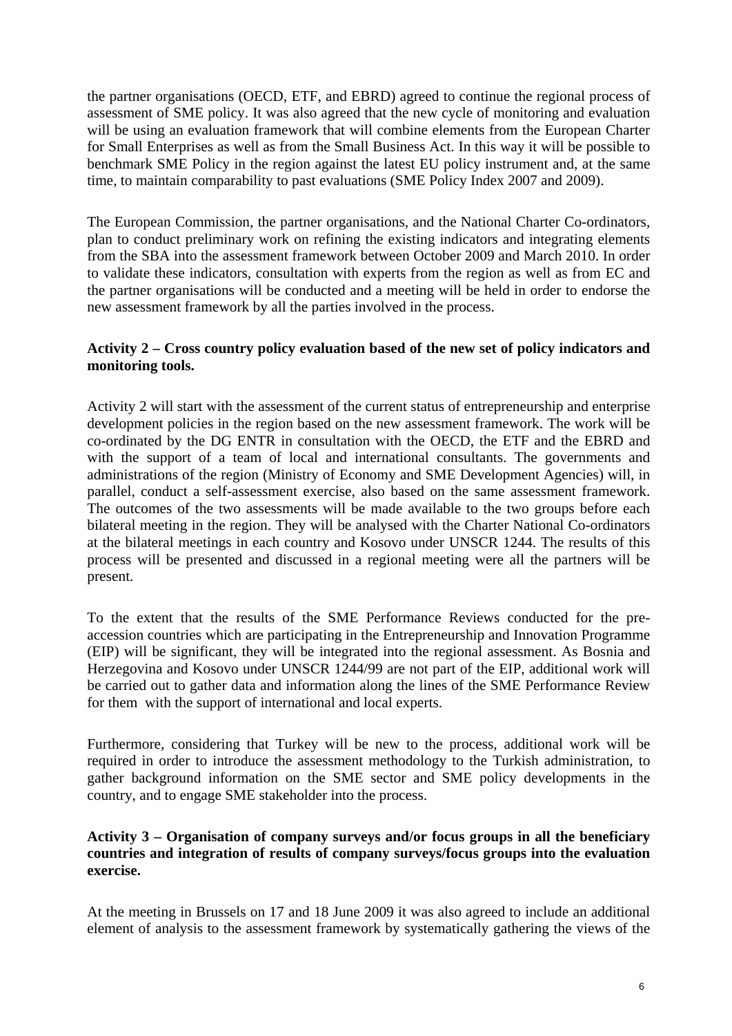the partner organisations (OECD, ETF, and EBRD) agreed to continue the regional process of assessment of SME policy. It was also agreed that the new cycle of monitoring and evaluation will be using an evaluation framework that will combine elements from the European Charter for Small Enterprises as well as from the Small Business Act. In this way it will be possible to benchmark SME Policy in the region against the latest EU policy instrument and, at the same time, to maintain comparability to past evaluations (SME Policy Index 2007 and 2009).

The European Commission, the partner organisations, and the National Charter Co-ordinators, plan to conduct preliminary work on refining the existing indicators and integrating elements from the SBA into the assessment framework between October 2009 and March 2010. In order to validate these indicators, consultation with experts from the region as well as from EC and the partner organisations will be conducted and a meeting will be held in order to endorse the new assessment framework by all the parties involved in the process.

**Activity 2 – Cross country policy evaluation based of the new set of policy indicators and monitoring tools.**

Activity 2 will start with the assessment of the current status of entrepreneurship and enterprise development policies in the region based on the new assessment framework. The work will be co-ordinated by the DG ENTR in consultation with the OECD, the ETF and the EBRD and with the support of a team of local and international consultants. The governments and administrations of the region (Ministry of Economy and SME Development Agencies) will, in parallel, conduct a self-assessment exercise, also based on the same assessment framework. The outcomes of the two assessments will be made available to the two groups before each bilateral meeting in the region. They will be analysed with the Charter National Co-ordinators at the bilateral meetings in each country and Kosovo under UNSCR 1244. The results of this process will be presented and discussed in a regional meeting were all the partners will be present.

To the extent that the results of the SME Performance Reviews conducted for the pre-accession countries which are participating in the Entrepreneurship and Innovation Programme (EIP) will be significant, they will be integrated into the regional assessment. As Bosnia and Herzegovina and Kosovo under UNSCR 1244/99 are not part of the EIP, additional work will be carried out to gather data and information along the lines of the SME Performance Review for them with the support of international and local experts.

Furthermore, considering that Turkey will be new to the process, additional work will be required in order to introduce the assessment methodology to the Turkish administration, to gather background information on the SME sector and SME policy developments in the country, and to engage SME stakeholder into the process.

**Activity 3 – Organisation of company surveys and/or focus groups in all the beneficiary countries and integration of results of company surveys/focus groups into the evaluation exercise.**

At the meeting in Brussels on 17 and 18 June 2009 it was also agreed to include an additional element of analysis to the assessment framework by systematically gathering the views of the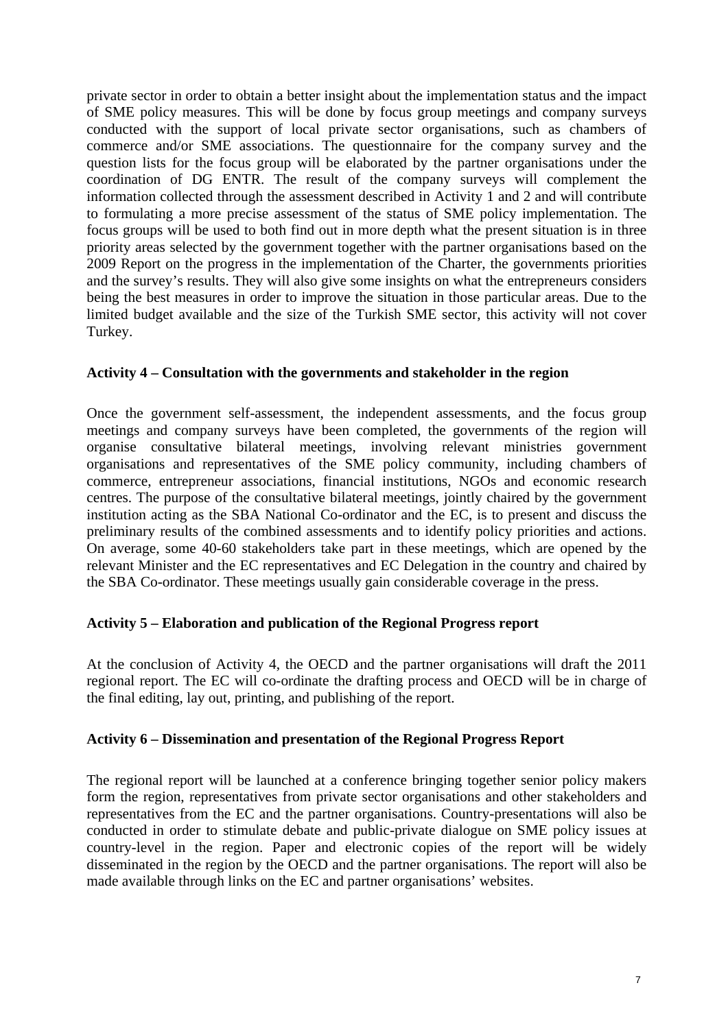private sector in order to obtain a better insight about the implementation status and the impact of SME policy measures. This will be done by focus group meetings and company surveys conducted with the support of local private sector organisations, such as chambers of commerce and/or SME associations. The questionnaire for the company survey and the question lists for the focus group will be elaborated by the partner organisations under the coordination of DG ENTR. The result of the company surveys will complement the information collected through the assessment described in Activity 1 and 2 and will contribute to formulating a more precise assessment of the status of SME policy implementation. The focus groups will be used to both find out in more depth what the present situation is in three priority areas selected by the government together with the partner organisations based on the 2009 Report on the progress in the implementation of the Charter, the governments priorities and the survey's results. They will also give some insights on what the entrepreneurs considers being the best measures in order to improve the situation in those particular areas. Due to the limited budget available and the size of the Turkish SME sector, this activity will not cover Turkey.

**Activity 4 – Consultation with the governments and stakeholder in the region**

Once the government self-assessment, the independent assessments, and the focus group meetings and company surveys have been completed, the governments of the region will organise consultative bilateral meetings, involving relevant ministries government organisations and representatives of the SME policy community, including chambers of commerce, entrepreneur associations, financial institutions, NGOs and economic research centres. The purpose of the consultative bilateral meetings, jointly chaired by the government institution acting as the SBA National Co-ordinator and the EC, is to present and discuss the preliminary results of the combined assessments and to identify policy priorities and actions. On average, some 40-60 stakeholders take part in these meetings, which are opened by the relevant Minister and the EC representatives and EC Delegation in the country and chaired by the SBA Co-ordinator. These meetings usually gain considerable coverage in the press.

**Activity 5 – Elaboration and publication of the Regional Progress report**

At the conclusion of Activity 4, the OECD and the partner organisations will draft the 2011 regional report. The EC will co-ordinate the drafting process and OECD will be in charge of the final editing, lay out, printing, and publishing of the report.

**Activity 6 – Dissemination and presentation of the Regional Progress Report**

The regional report will be launched at a conference bringing together senior policy makers form the region, representatives from private sector organisations and other stakeholders and representatives from the EC and the partner organisations. Country-presentations will also be conducted in order to stimulate debate and public-private dialogue on SME policy issues at country-level in the region. Paper and electronic copies of the report will be widely disseminated in the region by the OECD and the partner organisations. The report will also be made available through links on the EC and partner organisations' websites.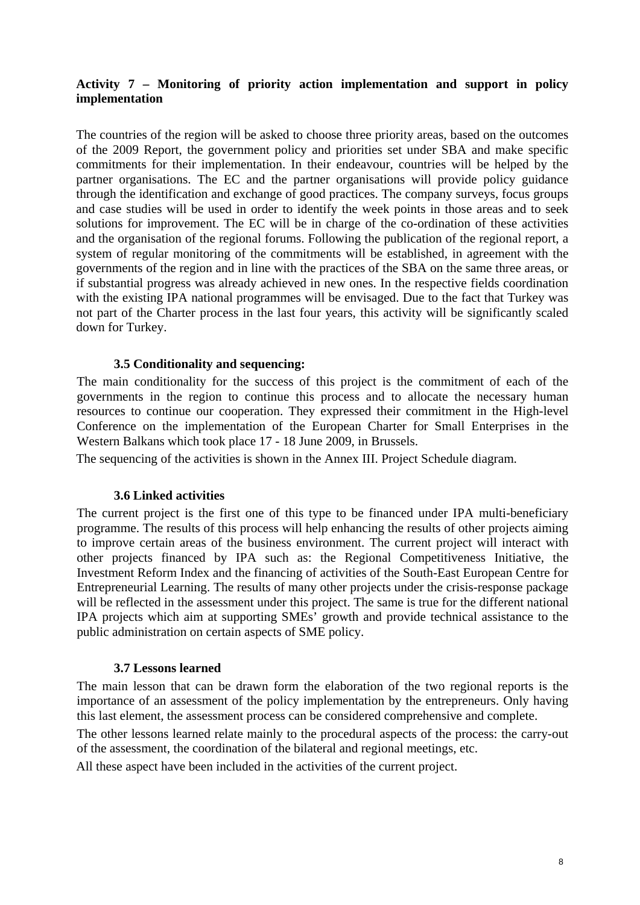**Activity 7 – Monitoring of priority action implementation and support in policy implementation**

The countries of the region will be asked to choose three priority areas, based on the outcomes of the 2009 Report, the government policy and priorities set under SBA and make specific commitments for their implementation. In their endeavour, countries will be helped by the partner organisations. The EC and the partner organisations will provide policy guidance through the identification and exchange of good practices. The company surveys, focus groups and case studies will be used in order to identify the week points in those areas and to seek solutions for improvement. The EC will be in charge of the co-ordination of these activities and the organisation of the regional forums. Following the publication of the regional report, a system of regular monitoring of the commitments will be established, in agreement with the governments of the region and in line with the practices of the SBA on the same three areas, or if substantial progress was already achieved in new ones. In the respective fields coordination with the existing IPA national programmes will be envisaged. Due to the fact that Turkey was not part of the Charter process in the last four years, this activity will be significantly scaled down for Turkey.

### 3.5 Conditionality and sequencing:

The main conditionality for the success of this project is the commitment of each of the governments in the region to continue this process and to allocate the necessary human resources to continue our cooperation. They expressed their commitment in the High-level Conference on the implementation of the European Charter for Small Enterprises in the Western Balkans which took place 17 - 18 June 2009, in Brussels.

The sequencing of the activities is shown in the Annex III. Project Schedule diagram.

### 3.6 Linked activities

The current project is the first one of this type to be financed under IPA multi-beneficiary programme. The results of this process will help enhancing the results of other projects aiming to improve certain areas of the business environment. The current project will interact with other projects financed by IPA such as: the Regional Competitiveness Initiative, the Investment Reform Index and the financing of activities of the South-East European Centre for Entrepreneurial Learning. The results of many other projects under the crisis-response package will be reflected in the assessment under this project. The same is true for the different national IPA projects which aim at supporting SMEs' growth and provide technical assistance to the public administration on certain aspects of SME policy.

### 3.7 Lessons learned

The main lesson that can be drawn form the elaboration of the two regional reports is the importance of an assessment of the policy implementation by the entrepreneurs. Only having this last element, the assessment process can be considered comprehensive and complete.

The other lessons learned relate mainly to the procedural aspects of the process: the carry-out of the assessment, the coordination of the bilateral and regional meetings, etc.

All these aspect have been included in the activities of the current project.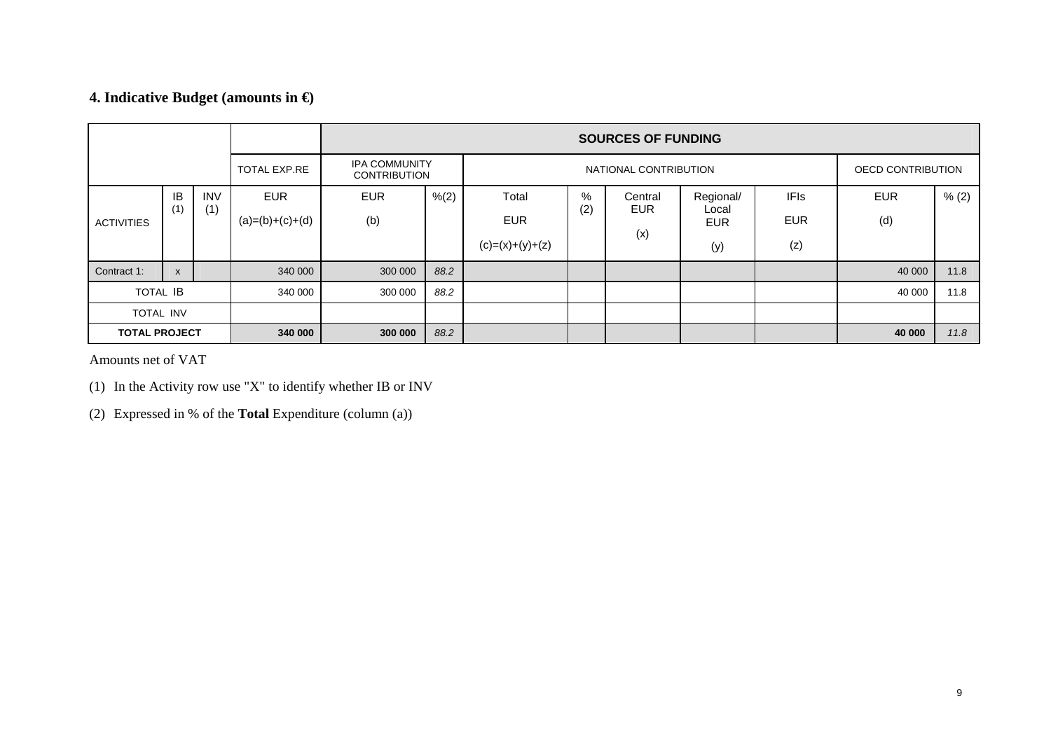## 4. Indicative Budget (amounts in €)

| | | | | SOURCES OF FUNDING | | | | | | | | |
|---|---|---|---|---|---|---|---|---|---|---|---|---|
| | | | TOTAL EXP.RE | IPA COMMUNITY CONTRIBUTION | | NATIONAL CONTRIBUTION | | | | | OECD CONTRIBUTION | |
| ACTIVITIES | IB (1) | INV (1) | EUR (a)=(b)+(c)+(d) | EUR (b) | %(2) | Total EUR (c)=(x)+(y)+(z) | % (2) | Central EUR (x) | Regional/ Local EUR (y) | IFIs EUR (z) | EUR (d) | % (2) |
| Contract 1: | x | | 340 000 | 300 000 | *88.2* | | | | | | 40 000 | 11.8 |
| TOTAL IB | | | 340 000 | 300 000 | *88.2* | | | | | | 40 000 | 11.8 |
| TOTAL INV | | | | | | | | | | | | |
| **TOTAL PROJECT** | | | **340 000** | **300 000** | *88.2* | | | | | | **40 000** | *11.8* |

Amounts net of VAT

(1) In the Activity row use "X" to identify whether IB or INV

(2) Expressed in % of the **Total** Expenditure (column (a))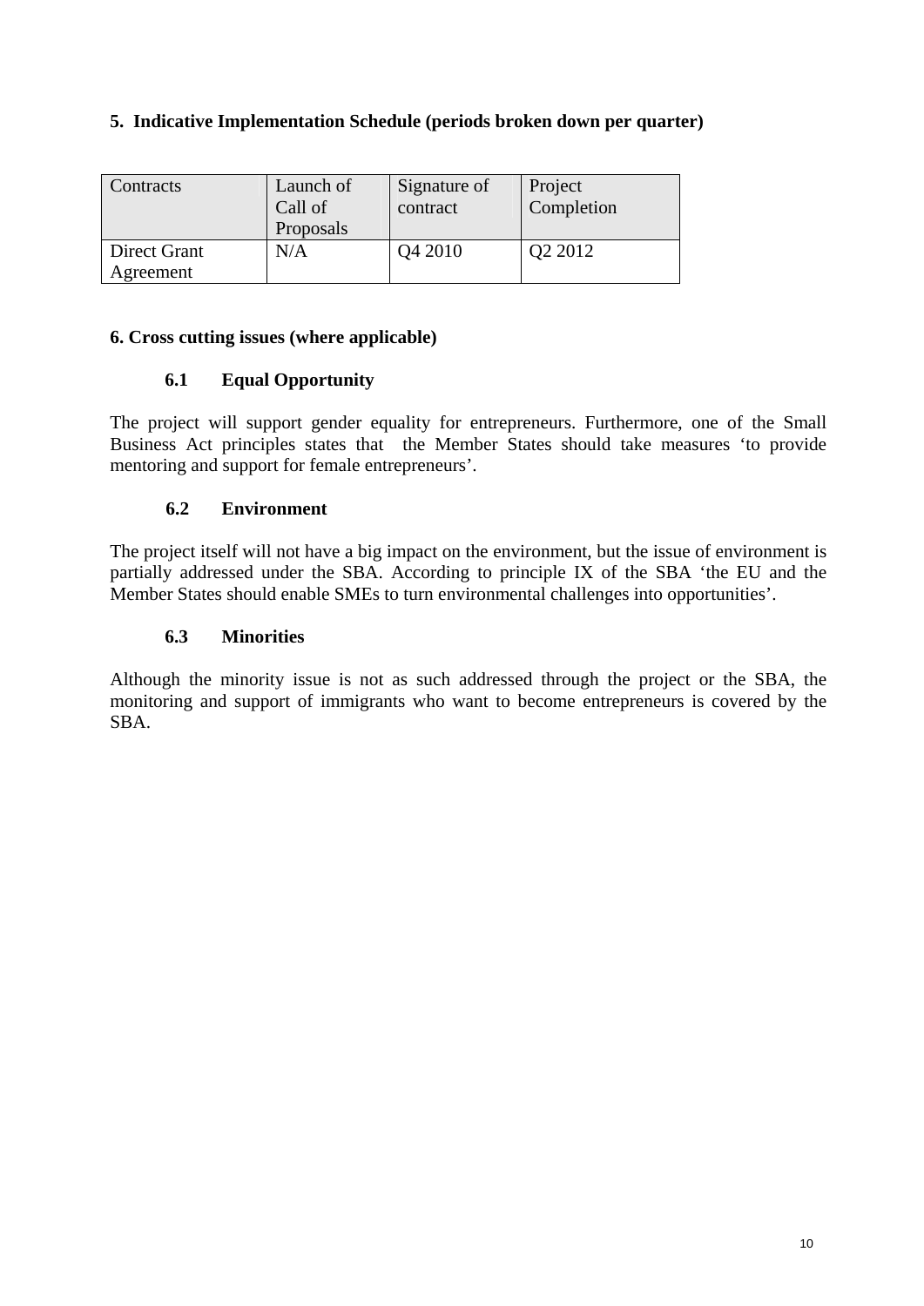## 5. Indicative Implementation Schedule (periods broken down per quarter)

| Contracts | Launch of Call of Proposals | Signature of contract | Project Completion |
|---|---|---|---|
| Direct Grant Agreement | N/A | Q4 2010 | Q2 2012 |

## 6. Cross cutting issues (where applicable)

### 6.1 Equal Opportunity

The project will support gender equality for entrepreneurs. Furthermore, one of the Small Business Act principles states that the Member States should take measures 'to provide mentoring and support for female entrepreneurs'.

### 6.2 Environment

The project itself will not have a big impact on the environment, but the issue of environment is partially addressed under the SBA. According to principle IX of the SBA 'the EU and the Member States should enable SMEs to turn environmental challenges into opportunities'.

### 6.3 Minorities

Although the minority issue is not as such addressed through the project or the SBA, the monitoring and support of immigrants who want to become entrepreneurs is covered by the SBA.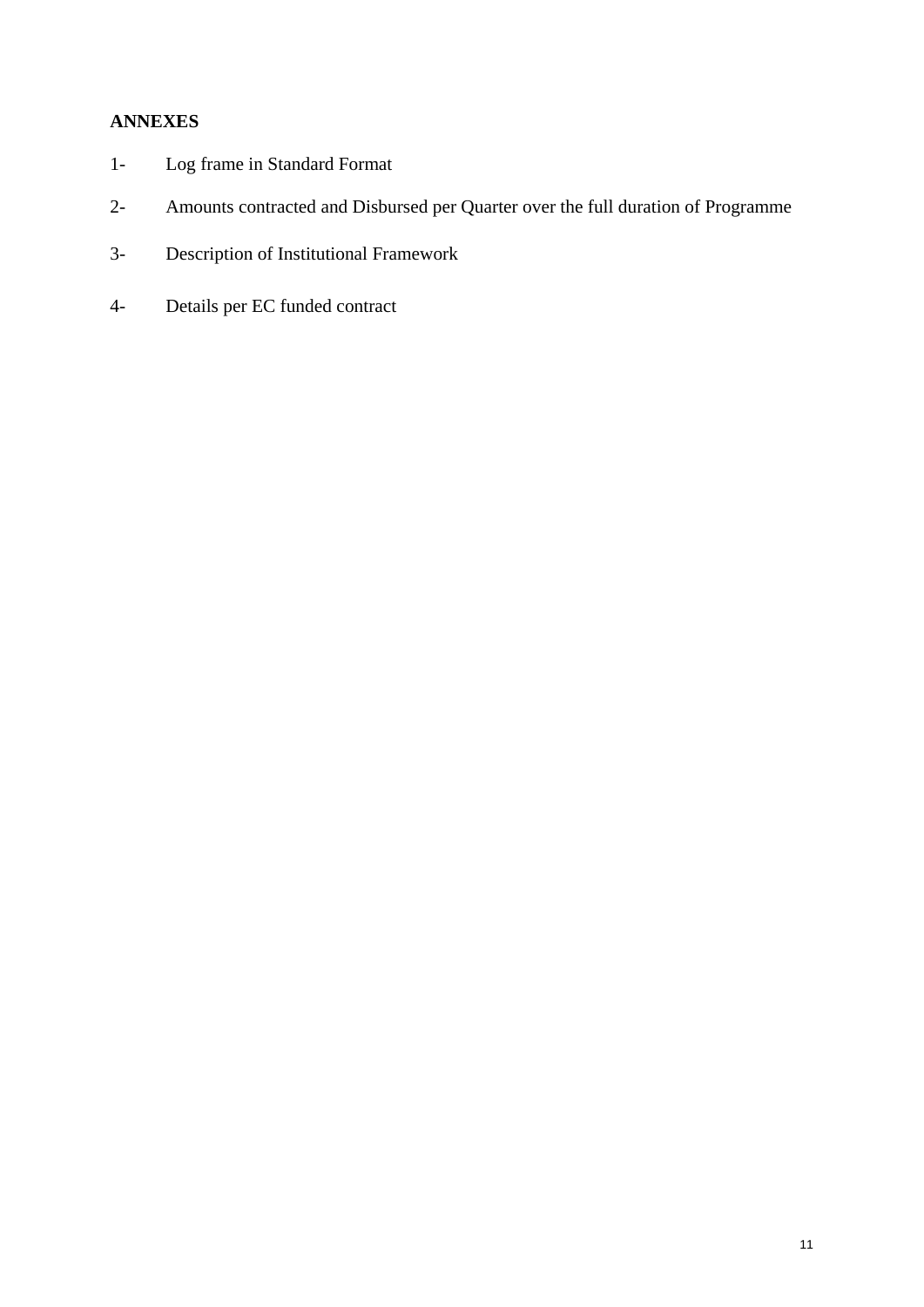**ANNEXES**

1- Log frame in Standard Format

2- Amounts contracted and Disbursed per Quarter over the full duration of Programme

3- Description of Institutional Framework

4- Details per EC funded contract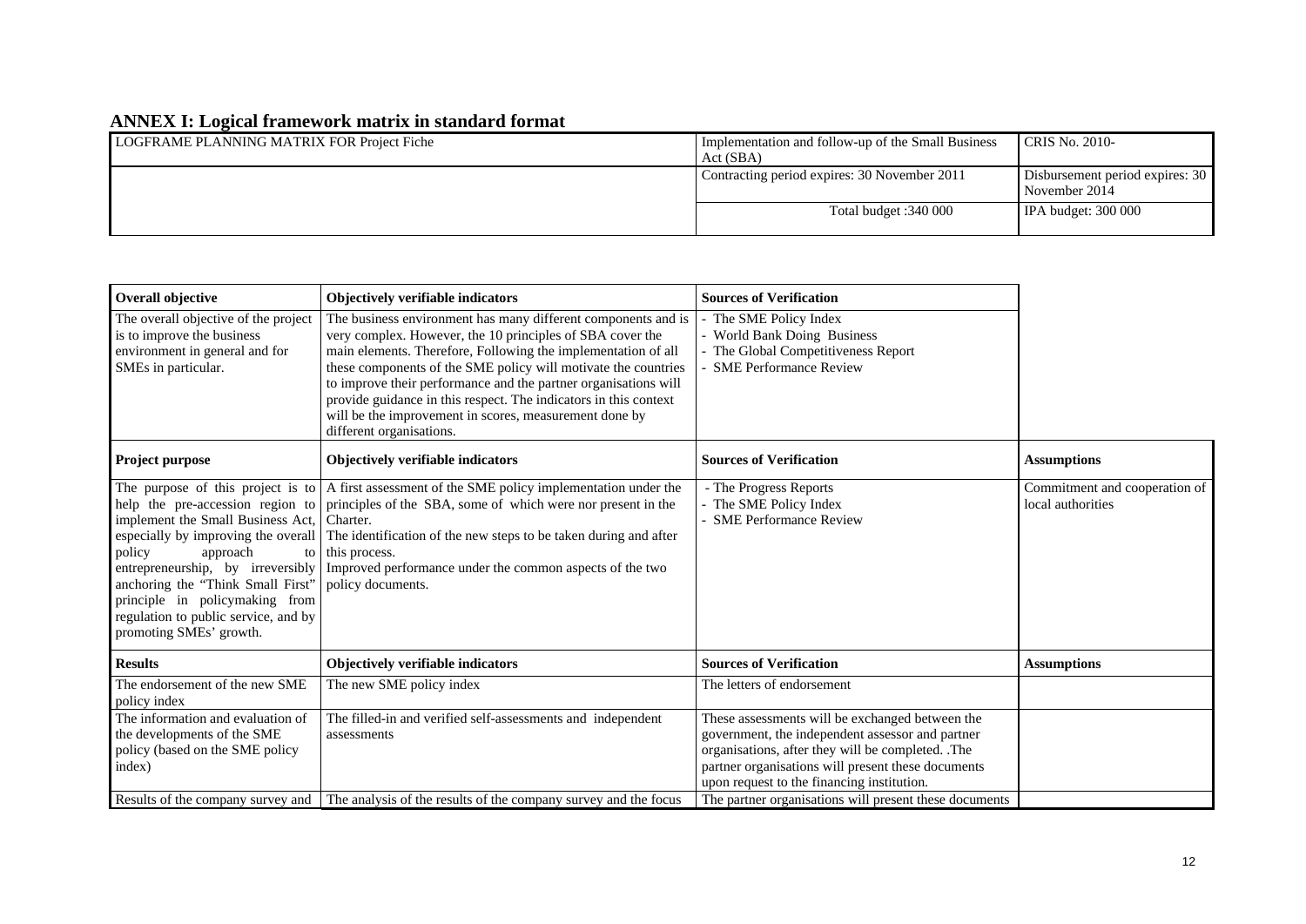## ANNEX I: Logical framework matrix in standard format

| LOGFRAME PLANNING MATRIX FOR Project Fiche | Implementation and follow-up of the Small Business Act (SBA) | CRIS No. 2010- |
|---|---|---|
| | Contracting period expires: 30 November 2011 | Disbursement period expires: 30 November 2014 |
| | Total budget :340 000 | IPA budget: 300 000 |

| **Overall objective** | **Objectively verifiable indicators** | **Sources of Verification** | |
|---|---|---|---|
| The overall objective of the project is to improve the business environment in general and for SMEs in particular. | The business environment has many different components and is very complex. However, the 10 principles of SBA cover the main elements. Therefore, Following the implementation of all these components of the SME policy will motivate the countries to improve their performance and the partner organisations will provide guidance in this respect. The indicators in this context will be the improvement in scores, measurement done by different organisations. | - The SME Policy Index<br>- World Bank Doing Business<br>- The Global Competitiveness Report<br>- SME Performance Review | |
| **Project purpose** | **Objectively verifiable indicators** | **Sources of Verification** | **Assumptions** |
| The purpose of this project is to help the pre-accession region to implement the Small Business Act, especially by improving the overall policy approach to entrepreneurship, by irreversibly anchoring the "Think Small First" principle in policymaking from regulation to public service, and by promoting SMEs' growth. | A first assessment of the SME policy implementation under the principles of the SBA, some of which were nor present in the Charter.<br>The identification of the new steps to be taken during and after this process.<br>Improved performance under the common aspects of the two policy documents. | - The Progress Reports<br>- The SME Policy Index<br>- SME Performance Review | Commitment and cooperation of local authorities |
| **Results** | **Objectively verifiable indicators** | **Sources of Verification** | **Assumptions** |
| The endorsement of the new SME policy index | The new SME policy index | The letters of endorsement | |
| The information and evaluation of the developments of the SME policy (based on the SME policy index) | The filled-in and verified self-assessments and independent assessments | These assessments will be exchanged between the government, the independent assessor and partner organisations, after they will be completed. .The partner organisations will present these documents upon request to the financing institution. | |
| Results of the company survey and | The analysis of the results of the company survey and the focus | The partner organisations will present these documents | |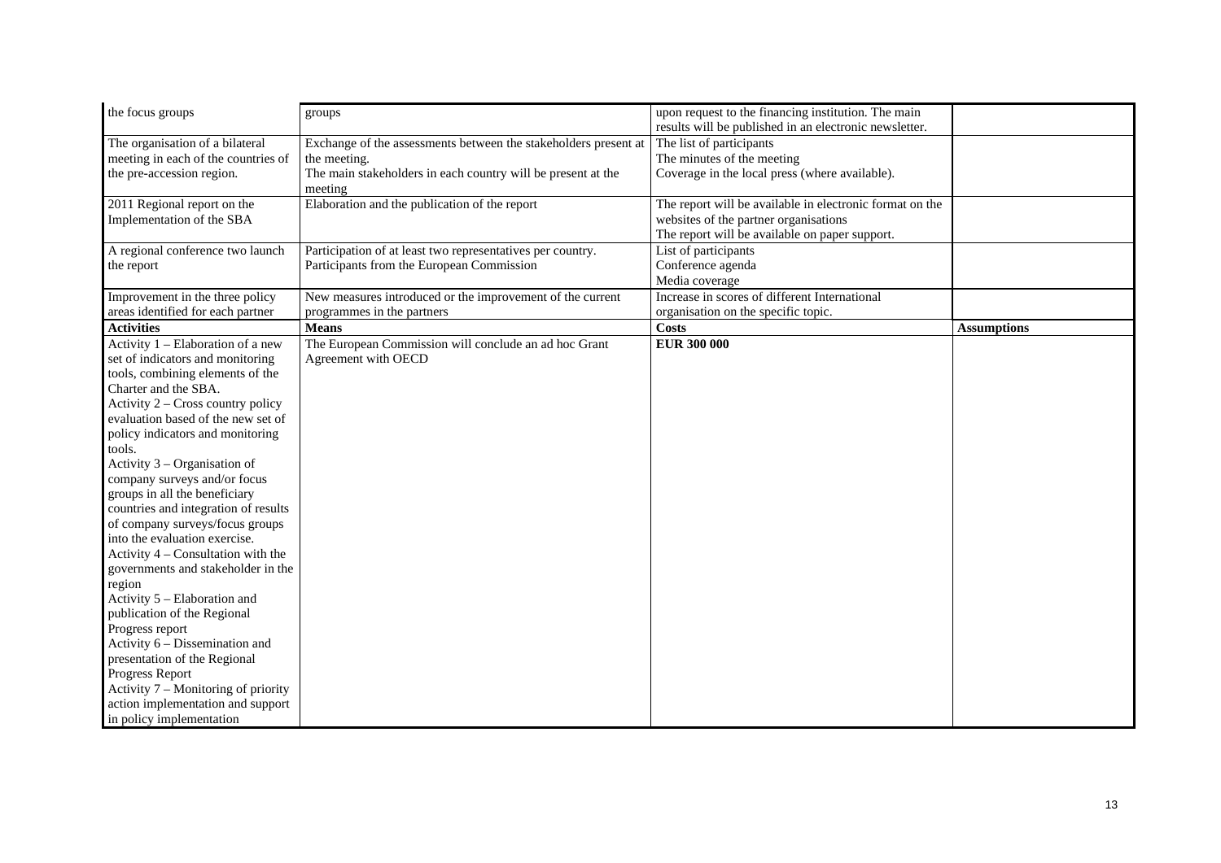| | | | |
|---|---|---|---|
| the focus groups | groups | upon request to the financing institution. The main results will be published in an electronic newsletter. | |
| The organisation of a bilateral meeting in each of the countries of the pre-accession region. | Exchange of the assessments between the stakeholders present at the meeting.<br>The main stakeholders in each country will be present at the meeting | The list of participants<br>The minutes of the meeting<br>Coverage in the local press (where available). | |
| 2011 Regional report on the Implementation of the SBA | Elaboration and the publication of the report | The report will be available in electronic format on the websites of the partner organisations<br>The report will be available on paper support. | |
| A regional conference two launch the report | Participation of at least two representatives per country.<br>Participants from the European Commission | List of participants<br>Conference agenda<br>Media coverage | |
| Improvement in the three policy areas identified for each partner | New measures introduced or the improvement of the current programmes in the partners | Increase in scores of different International organisation on the specific topic. | |
| **Activities** | **Means** | **Costs** | **Assumptions** |
| Activity 1 – Elaboration of a new set of indicators and monitoring tools, combining elements of the Charter and the SBA.<br>Activity 2 – Cross country policy evaluation based of the new set of policy indicators and monitoring tools.<br>Activity 3 – Organisation of company surveys and/or focus groups in all the beneficiary countries and integration of results of company surveys/focus groups into the evaluation exercise.<br>Activity 4 – Consultation with the governments and stakeholder in the region<br>Activity 5 – Elaboration and publication of the Regional Progress report<br>Activity 6 – Dissemination and presentation of the Regional Progress Report<br>Activity 7 – Monitoring of priority action implementation and support in policy implementation | The European Commission will conclude an ad hoc Grant Agreement with OECD | **EUR 300 000** | |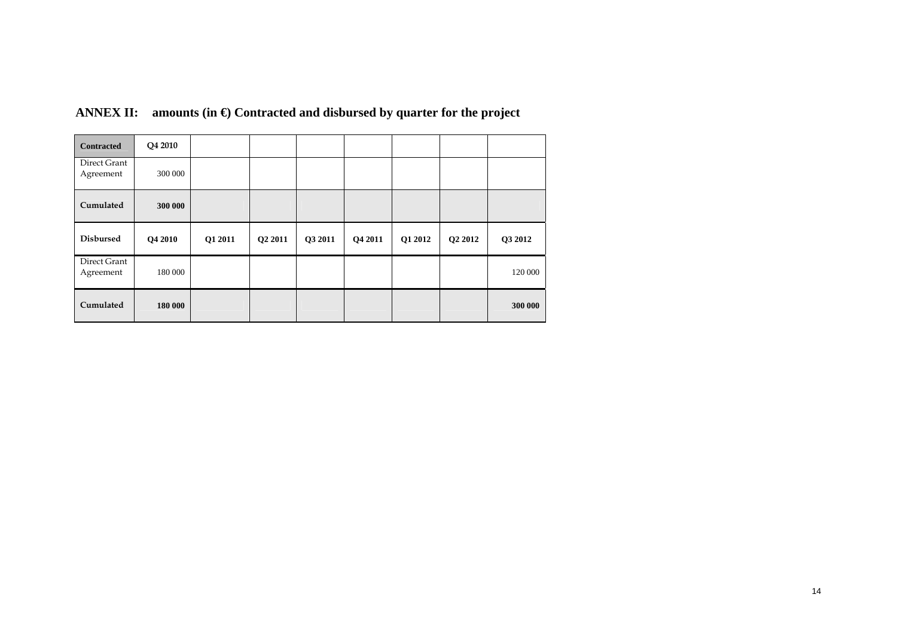## ANNEX II: amounts (in €) Contracted and disbursed by quarter for the project

| Contracted | Q4 2010 | | | | | | | |
|---|---|---|---|---|---|---|---|---|
| Direct Grant Agreement | 300 000 | | | | | | | |
| **Cumulated** | **300 000** | | | | | | | |
| **Disbursed** | **Q4 2010** | **Q1 2011** | **Q2 2011** | **Q3 2011** | **Q4 2011** | **Q1 2012** | **Q2 2012** | **Q3 2012** |
| Direct Grant Agreement | 180 000 | | | | | | | 120 000 |
| **Cumulated** | **180 000** | | | | | | | **300 000** |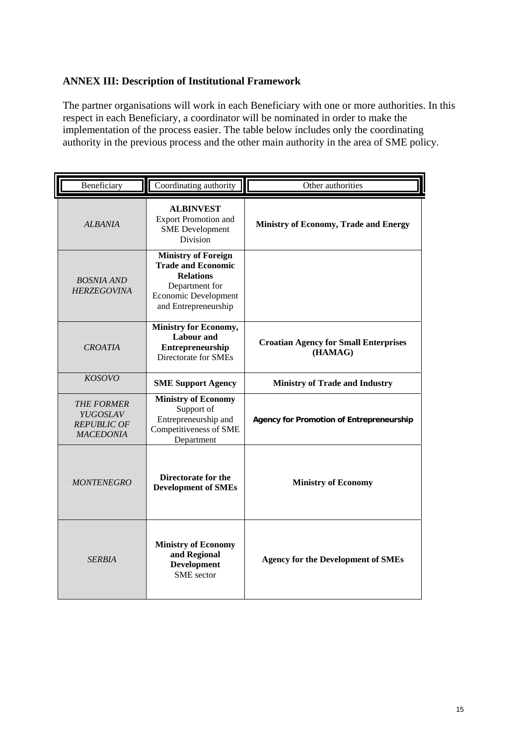**ANNEX III: Description of Institutional Framework**

The partner organisations will work in each Beneficiary with one or more authorities. In this respect in each Beneficiary, a coordinator will be nominated in order to make the implementation of the process easier. The table below includes only the coordinating authority in the previous process and the other main authority in the area of SME policy.

| Beneficiary | Coordinating authority | Other authorities |
|---|---|---|
| *ALBANIA* | **ALBINVEST** Export Promotion and SME Development Division | **Ministry of Economy, Trade and Energy** |
| *BOSNIA AND HERZEGOVINA* | **Ministry of Foreign Trade and Economic Relations** Department for Economic Development and Entrepreneurship | |
| *CROATIA* | **Ministry for Economy, Labour and Entrepreneurship** Directorate for SMEs | **Croatian Agency for Small Enterprises (HAMAG)** |
| *KOSOVO* | **SME Support Agency** | **Ministry of Trade and Industry** |
| *THE FORMER YUGOSLAV REPUBLIC OF MACEDONIA* | **Ministry of Economy** Support of Entrepreneurship and Competitiveness of SME Department | **Agency for Promotion of Entrepreneurship** |
| *MONTENEGRO* | **Directorate for the Development of SMEs** | **Ministry of Economy** |
| *SERBIA* | **Ministry of Economy and Regional Development** SME sector | **Agency for the Development of SMEs** |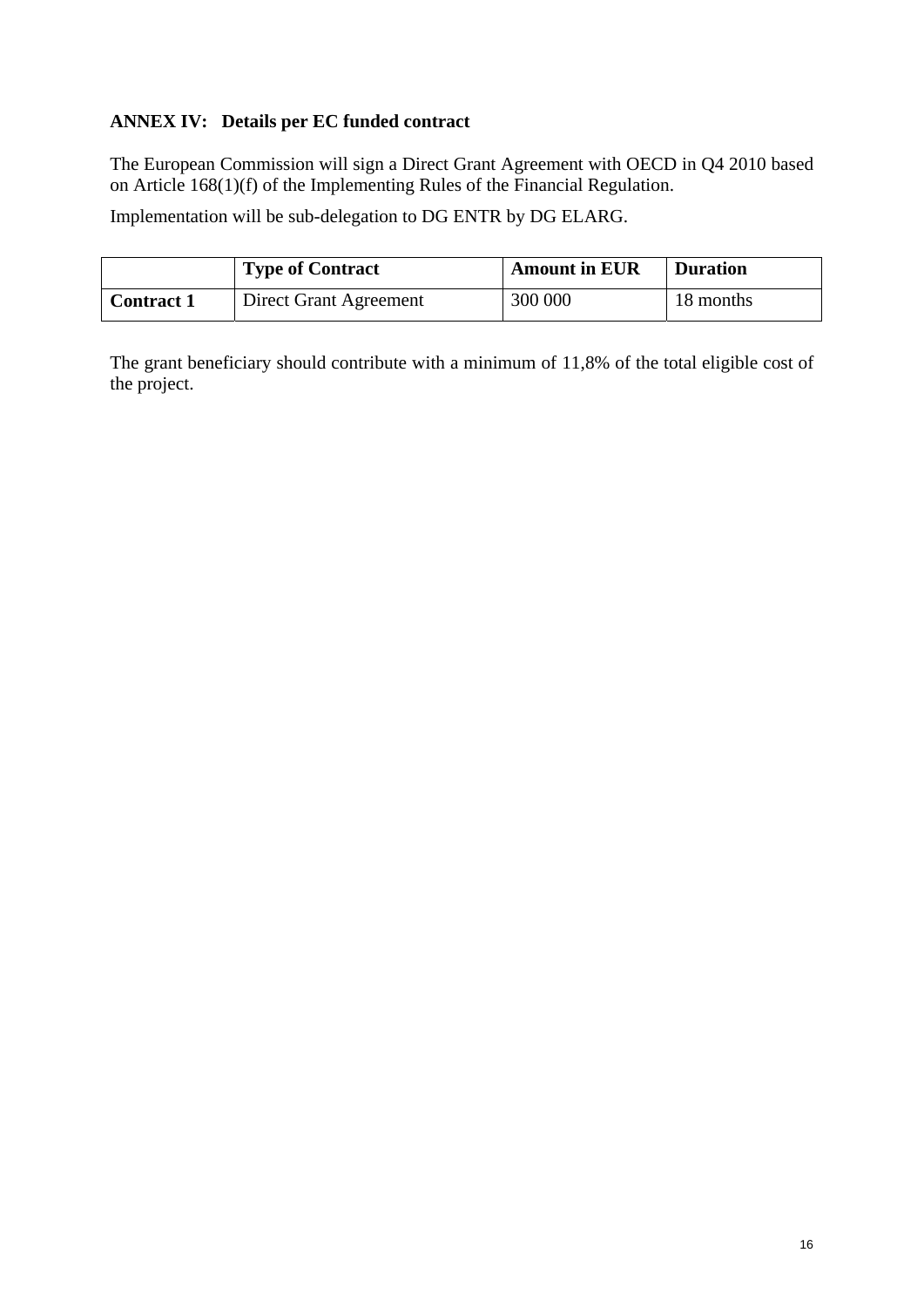## ANNEX IV: Details per EC funded contract

The European Commission will sign a Direct Grant Agreement with OECD in Q4 2010 based on Article 168(1)(f) of the Implementing Rules of the Financial Regulation.

Implementation will be sub-delegation to DG ENTR by DG ELARG.

| | Type of Contract | Amount in EUR | Duration |
|---|---|---|---|
| **Contract 1** | Direct Grant Agreement | 300 000 | 18 months |

The grant beneficiary should contribute with a minimum of 11,8% of the total eligible cost of the project.